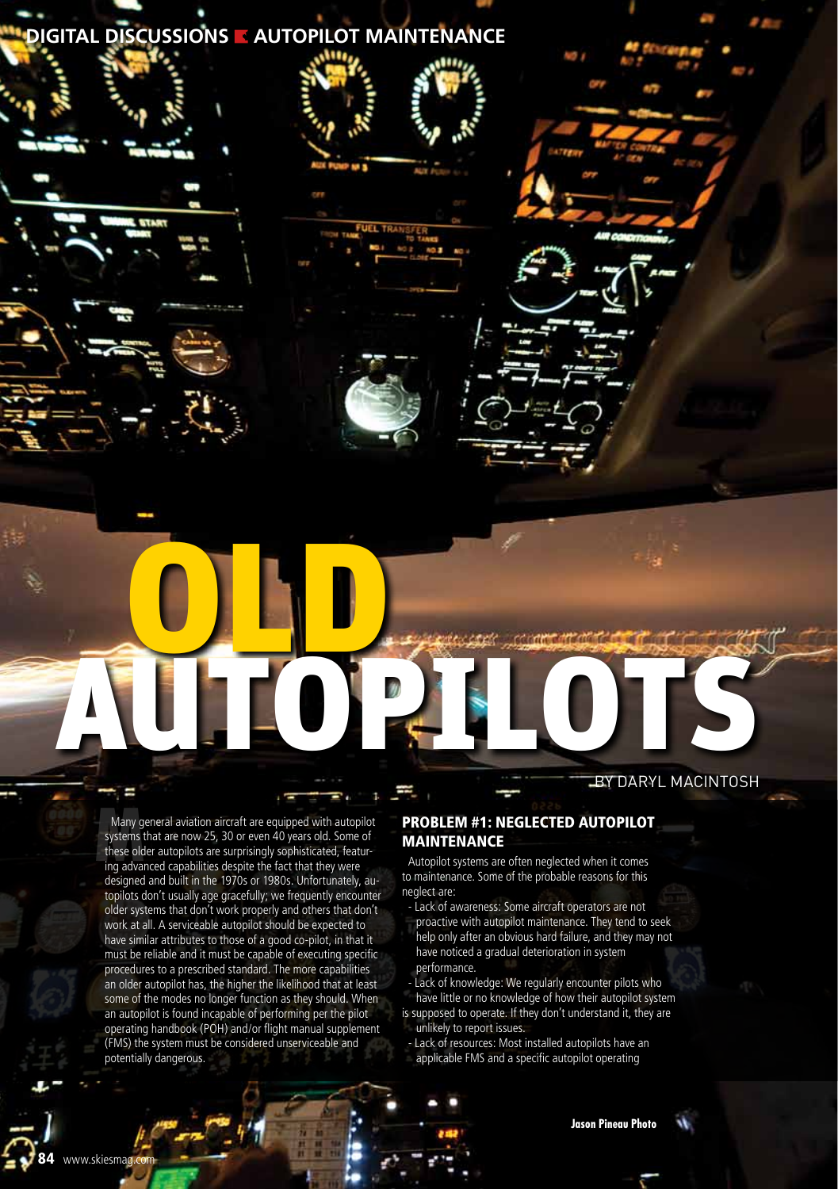# OLD AUTOPILOTS

BY DARYL MACINTOSH

Many general aviation aircraft are equipped with autopilot systems that are now 25, 30 or even 40 years old. Some of these older autopilots are surprisingly sophisticated, featuring advanced capabilities despite the fact that they were designed and built in the 1970s or 1980s. Unfortunately, autopilots don't usually age gracefully; we frequently encounter older systems that don't work properly and others that don't work at all. A serviceable autopilot should be expected to have similar attributes to those of a good co-pilot, in that it must be reliable and it must be capable of executing specific procedures to a prescribed standard. The more capabilities an older autopilot has, the higher the likelihood that at least some of the modes no longer function as they should. When an autopilot is found incapable of performing per the pilot operating handbook (POH) and/or flight manual supplement (FMS) the system must be considered unserviceable and potentially dangerous.

## PROBLEM #1: NEGLECTED AUTOPILOT MAINTENANCE

Autopilot systems are often neglected when it comes to maintenance. Some of the probable reasons for this neglect are:

- Lack of awareness: Some aircraft operators are not proactive with autopilot maintenance. They tend to seek help only after an obvious hard failure, and they may not have noticed a gradual deterioration in system performance.
- Lack of knowledge: We regularly encounter pilots who have little or no knowledge of how their autopilot system is supposed to operate. If they don't understand it, they are unlikely to report issues.
- Lack of resources: Most installed autopilots have an applicable FMS and a specific autopilot operating

Jason Pineau Photo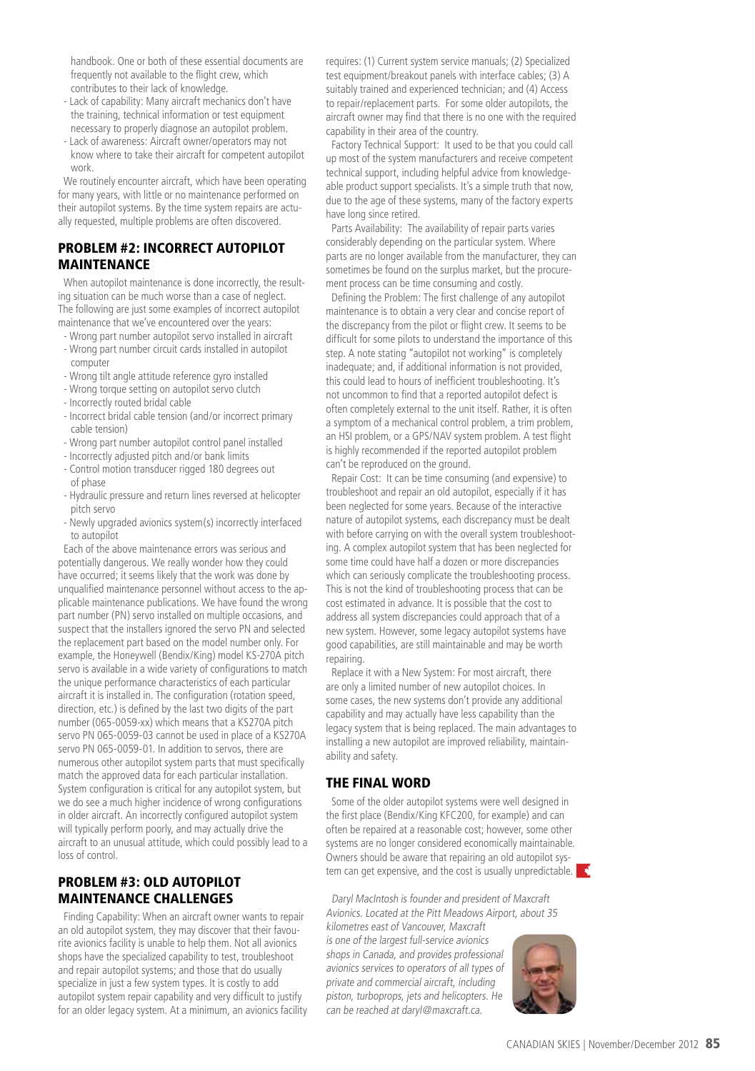handbook. One or both of these essential documents are frequently not available to the flight crew, which contributes to their lack of knowledge.

- Lack of capability: Many aircraft mechanics don't have the training, technical information or test equipment necessary to properly diagnose an autopilot problem.
- Lack of awareness: Aircraft owner/operators may not know where to take their aircraft for competent autopilot work.

We routinely encounter aircraft, which have been operating for many years, with little or no maintenance performed on their autopilot systems. By the time system repairs are actually requested, multiple problems are often discovered.

## PROBLEM #2: INCORRECT AUTOPILOT MAINTENANCE

When autopilot maintenance is done incorrectly, the resulting situation can be much worse than a case of neglect. The following are just some examples of incorrect autopilot maintenance that we've encountered over the years:

- Wrong part number autopilot servo installed in aircraft
- Wrong part number circuit cards installed in autopilot computer
- Wrong tilt angle attitude reference gyro installed
- Wrong torque setting on autopilot servo clutch
- Incorrectly routed bridal cable
- Incorrect bridal cable tension (and/or incorrect primary cable tension)
- Wrong part number autopilot control panel installed
- Incorrectly adjusted pitch and/or bank limits
- Control motion transducer rigged 180 degrees out of phase
- Hydraulic pressure and return lines reversed at helicopter pitch servo
- Newly upgraded avionics system(s) incorrectly interfaced to autopilot

Each of the above maintenance errors was serious and potentially dangerous. We really wonder how they could have occurred; it seems likely that the work was done by unqualified maintenance personnel without access to the applicable maintenance publications. We have found the wrong part number (PN) servo installed on multiple occasions, and suspect that the installers ignored the servo PN and selected the replacement part based on the model number only. For example, the Honeywell (Bendix/King) model KS-270A pitch servo is available in a wide variety of configurations to match the unique performance characteristics of each particular aircraft it is installed in. The configuration (rotation speed, direction, etc.) is defined by the last two digits of the part number (065-0059-xx) which means that a KS270A pitch servo PN 065-0059-03 cannot be used in place of a KS270A servo PN 065-0059-01. In addition to servos, there are numerous other autopilot system parts that must specifically match the approved data for each particular installation. System configuration is critical for any autopilot system, but we do see a much higher incidence of wrong configurations in older aircraft. An incorrectly configured autopilot system will typically perform poorly, and may actually drive the aircraft to an unusual attitude, which could possibly lead to a loss of control.

## PROBLEM #3: OLD AUTOPILOT MAINTENANCE CHALLENGES

Finding Capability: When an aircraft owner wants to repair an old autopilot system, they may discover that their favourite avionics facility is unable to help them. Not all avionics shops have the specialized capability to test, troubleshoot and repair autopilot systems; and those that do usually specialize in just a few system types. It is costly to add autopilot system repair capability and very difficult to justify for an older legacy system. At a minimum, an avionics facility requires: (1) Current system service manuals; (2) Specialized test equipment/breakout panels with interface cables; (3) A suitably trained and experienced technician; and (4) Access to repair/replacement parts. For some older autopilots, the aircraft owner may find that there is no one with the required capability in their area of the country.

Factory Technical Support: It used to be that you could call up most of the system manufacturers and receive competent technical support, including helpful advice from knowledgeable product support specialists. It's a simple truth that now, due to the age of these systems, many of the factory experts have long since retired.

Parts Availability: The availability of repair parts varies considerably depending on the particular system. Where parts are no longer available from the manufacturer, they can sometimes be found on the surplus market, but the procurement process can be time consuming and costly.

Defining the Problem: The first challenge of any autopilot maintenance is to obtain a very clear and concise report of the discrepancy from the pilot or flight crew. It seems to be difficult for some pilots to understand the importance of this step. A note stating "autopilot not working" is completely inadequate; and, if additional information is not provided, this could lead to hours of inefficient troubleshooting. It's not uncommon to find that a reported autopilot defect is often completely external to the unit itself. Rather, it is often a symptom of a mechanical control problem, a trim problem, an HSI problem, or a GPS/NAV system problem. A test flight is highly recommended if the reported autopilot problem can't be reproduced on the ground.

Repair Cost: It can be time consuming (and expensive) to troubleshoot and repair an old autopilot, especially if it has been neglected for some years. Because of the interactive nature of autopilot systems, each discrepancy must be dealt with before carrying on with the overall system troubleshooting. A complex autopilot system that has been neglected for some time could have half a dozen or more discrepancies which can seriously complicate the troubleshooting process. This is not the kind of troubleshooting process that can be cost estimated in advance. It is possible that the cost to address all system discrepancies could approach that of a new system. However, some legacy autopilot systems have good capabilities, are still maintainable and may be worth repairing.

Replace it with a New System: For most aircraft, there are only a limited number of new autopilot choices. In some cases, the new systems don't provide any additional capability and may actually have less capability than the legacy system that is being replaced. The main advantages to installing a new autopilot are improved reliability, maintainability and safety.

## THE FINAL WORD

Some of the older autopilot systems were well designed in the first place (Bendix/King KFC200, for example) and can often be repaired at a reasonable cost; however, some other systems are no longer considered economically maintainable. Owners should be aware that repairing an old autopilot system can get expensive, and the cost is usually unpredictable.

*Daryl MacIntosh is founder and president of Maxcraft Avionics. Located at the Pitt Meadows Airport, about 35 kilometres east of Vancouver, Maxcraft is one of the largest full-service avionics shops in Canada, and provides professional avionics services to operators of all types of private and commercial aircraft, including piston, turboprops, jets and helicopters. He can be reached at daryl@maxcraft.ca.*